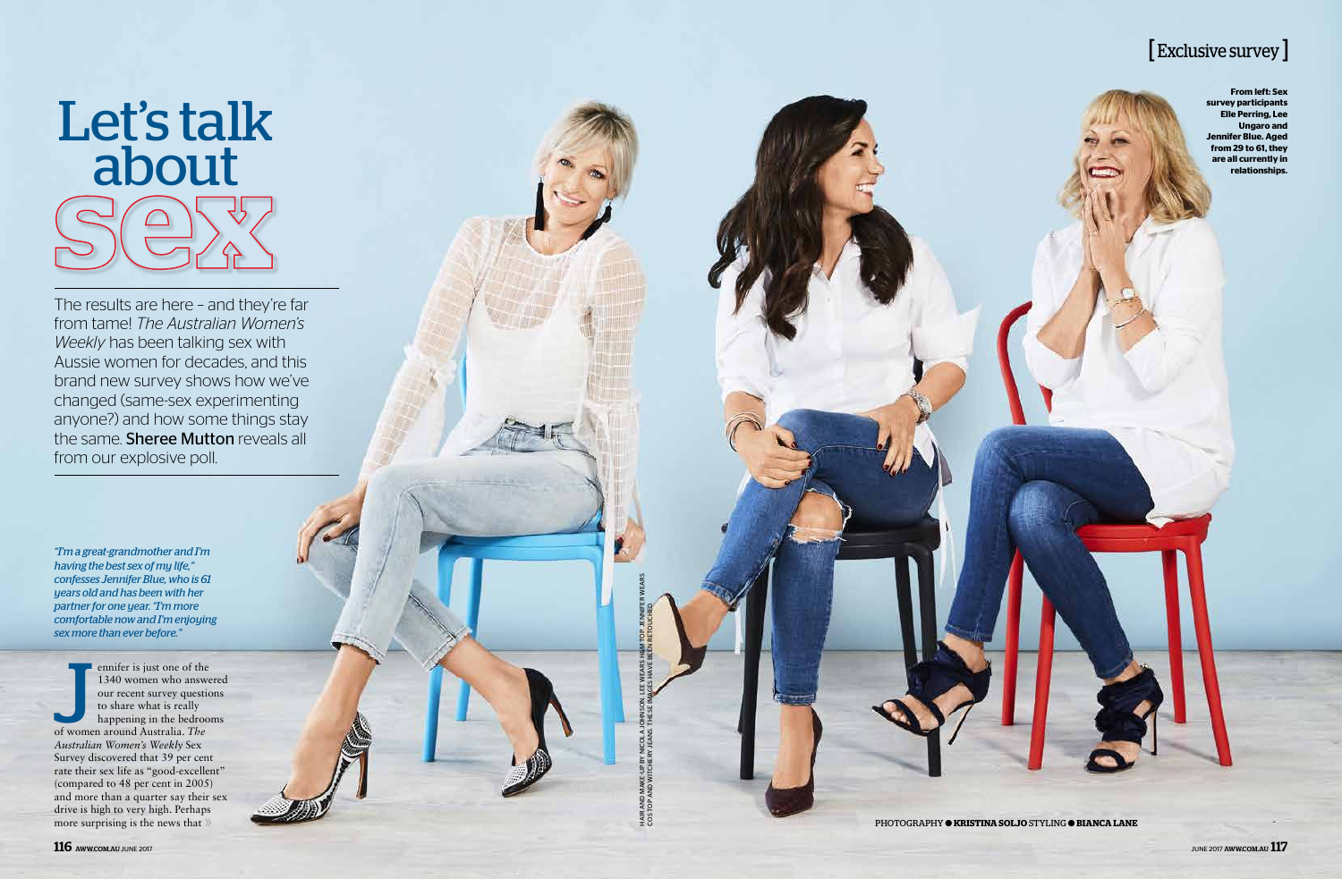[ Exclusive survey ]

# Let's talk about sex

The results are here – and they're far from tame! *The Australian Women's Weekly* has been talking sex with Aussie women for decades, and this brand new survey shows how we've changed (same-sex experimenting anyone?) and how some things stay the same. **Sheree Mutton** reveals all from our explosive poll.

**From left: Sex survey participants Elle Perring, Lee Ungaro and Jennifer Blue. Aged from 29 to 61, they are all currently in relationships.**

*"I'm a great-grandmother and I'm having the best sex of my life," confesses Jennifer Blue, who is 61 years old and has been with her partner for one year. "I'm more comfortable now and I'm enjoying sex more than ever before."*

Jennifer is just one of the 1340 women who answered our recent survey questions to share what is really happening in the bedrooms of women around Australia. *The Australian Women's Weekly* Sex Survey discovered that 39 per cent rate their sex life as "good-excellent" (compared to 48 per cent in 2005) and more than a quarter say their sex drive is high to very high. Perhaps more surprising is the news that »

HAIR AND MAKE-UP BY NICOLA JOHNSON. LEE WEARS H&M TOP. JENNIFER WEARS COS TOP AND WITCHERY JEANS. THESE IMAGES HAVE BEEN RETOUCHED.

PHOTOGRAPHY ● **KRISTINA SOLJO** STYLING ● **BIANCA LANE**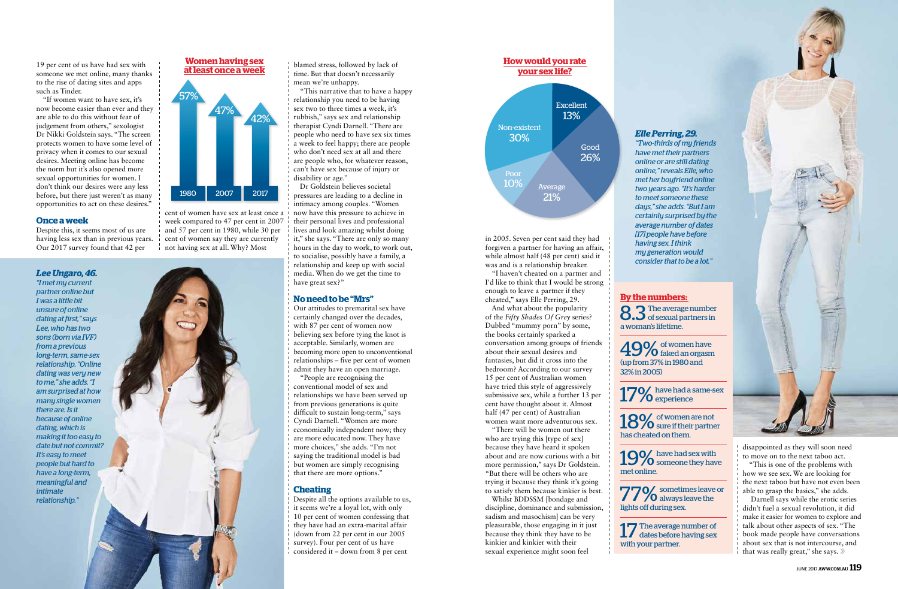19 per cent of us have had sex with someone we met online, many thanks to the rise of dating sites and apps such as Tinder.

"If women want to have sex, it's now become easier than ever and they are able to do this without fear of judgement from others," sexologist Dr Nikki Goldstein says. "The screen protects women to have some level of privacy when it comes to our sexual desires. Meeting online has become the norm but it's also opened more sexual opportunities for women. I don't think our desires were any less before, but there just weren't as many opportunities to act on these desires."

## Once a week

Despite this, it seems most of us are having less sex than in previous years. Our 2017 survey found that 42 per cent of women have sex at least once a week compared to 47 per cent in 2007 and 57 per cent in 1980, while 30 per cent of women say they are currently not having sex at all. Why? Most blamed stress, followed by lack of time. But that doesn't necessarily mean we're unhappy.

"This narrative that to have a happy relationship you need to be having sex two to three times a week, it's rubbish," says sex and relationship therapist Cyndi Darnell. "There are people who need to have sex six times a week to feel happy; there are people who don't need sex at all and there are people who, for whatever reason, can't have sex because of injury or disability or age."

Dr Goldstein believes societal pressures are leading to a decline in intimacy among couples. "Women now have this pressure to achieve in their personal lives and professional lives and look amazing whilst doing it," she says. "There are only so many hours in the day to work, to work out, to socialise, possibly have a family, a relationship and keep up with social media. When do we get the time to have great sex?"

**Women having sex at least once a week**

| Year | Percentage |
|---|---|
| 1980 | 57% |
| 2007 | 47% |
| 2017 | 42% |

***Lee Ungaro, 46.***
*"I met my current partner online but I was a little bit unsure of online dating at first," says Lee, who has two sons (born via IVF) from a previous long-term, same-sex relationship. "Online dating was very new to me," she adds. "I am surprised at how many single women there are. Is it because of online dating, which is making it too easy to date but not commit? It's easy to meet people but hard to have a long-term, meaningful and intimate relationship."*

## No need to be "Mrs"

Our attitudes to premarital sex have certainly changed over the decades, with 87 per cent of women now believing sex before tying the knot is acceptable. Similarly, women are becoming more open to unconventional relationships – five per cent of women admit they have an open marriage.

"People are recognising the conventional model of sex and relationships we have been served up from previous generations is quite difficult to sustain long-term," says Cyndi Darnell. "Women are more economically independent now; they are more educated now. They have more choices," she adds. "I'm not saying the traditional model is bad but women are simply recognising that there are more options."

## Cheating

Despite all the options available to us, it seems we're a loyal lot, with only 10 per cent of women confessing that they have had an extra-marital affair (down from 22 per cent in our 2005 survey). Four per cent of us have considered it – down from 8 per cent in 2005. Seven per cent said they had forgiven a partner for having an affair, while almost half (48 per cent) said it was and is a relationship breaker.

"I haven't cheated on a partner and I'd like to think that I would be strong enough to leave a partner if they cheated," says Elle Perring, 29.

And what about the popularity of the *Fifty Shades Of Grey* series? Dubbed "mummy porn" by some, the books certainly sparked a conversation among groups of friends about their sexual desires and fantasies, but did it cross into the bedroom? According to our survey 15 per cent of Australian women have tried this style of aggressively submissive sex, while a further 13 per cent have thought about it. Almost half (47 per cent) of Australian women want more adventurous sex.

"There will be women out there who are trying this [type of sex] because they have heard it spoken about and are now curious with a bit more permission," says Dr Goldstein. "But there will be others who are trying it because they think it's going to satisfy them because kinkier is best."

Whilst BDDSSM [bondage and discipline, dominance and submission, sadism and masochism] can be very pleasurable, those engaging in it just because they think they have to be kinkier and kinkier with their sexual experience might soon feel disappointed as they will soon need to move on to the next taboo act.

"This is one of the problems with how we see sex. We are looking for the next taboo but have not even been able to grasp the basics," she adds.

Darnell says while the erotic series didn't fuel a sexual revolution, it did make it easier for women to explore and talk about other aspects of sex. "The book made people have conversations about sex that is not intercourse, and that was really great," she says.

**How would you rate your sex life?**

| Rating | Percentage |
|---|---|
| Excellent | 13% |
| Good | 26% |
| Average | 21% |
| Poor | 10% |
| Non-existent | 30% |

***Elle Perring, 29.***
*"Two-thirds of my friends have met their partners online or are still dating online," reveals Elle, who met her boyfriend online two years ago. "It's harder to meet someone these days," she adds. "But I am certainly surprised by the average number of dates [17] people have before having sex. I think my generation would consider that to be a lot."*

## By the numbers:

**8.3** The average number of sexual partners in a woman's lifetime.

**49%** of women have faked an orgasm (up from 37% in 1980 and 32% in 2005)

**17%** have had a same-sex experience

**18%** of women are not sure if their partner has cheated on them.

**19%** have had sex with someone they have met online.

**77%** sometimes leave or always leave the lights off during sex.

**17** The average number of dates before having sex with your partner.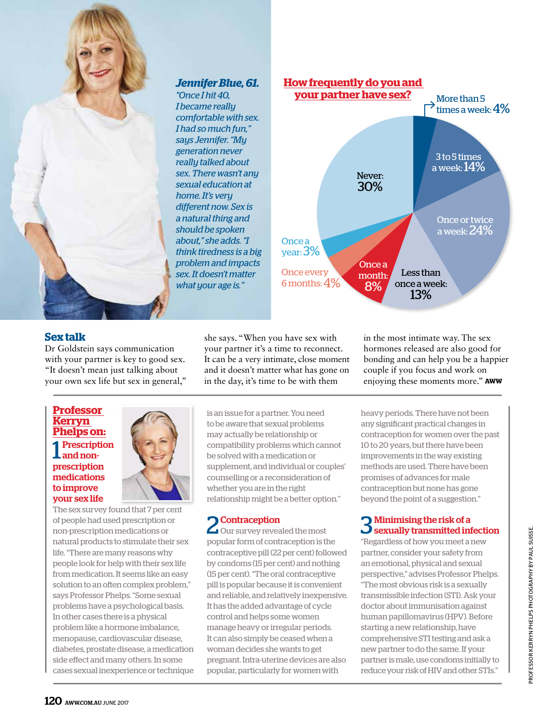***Jennifer Blue, 61.***
*"Once I hit 40, I became really comfortable with sex. I had so much fun," says Jennifer. "My generation never really talked about sex. There wasn't any sexual education at home. It's very different now. Sex is a natural thing and should be spoken about," she adds. "I think tiredness is a big problem and impacts sex. It doesn't matter what your age is."*

## How frequently do you and your partner have sex?

More than 5 times a week: 4%

3 to 5 times a week: 14%

Once or twice a week: 24%

Less than once a week: 13%

Once a month: 8%

Once every 6 months: 4%

Once a year: 3%

Never: 30%

## Sex talk

Dr Goldstein says communication with your partner is key to good sex. "It doesn't mean just talking about your own sex life but sex in general," she says. "When you have sex with your partner it's a time to reconnect. It can be a very intimate, close moment and it doesn't matter what has gone on in the day, it's time to be with them in the most intimate way. The sex hormones released are also good for bonding and can help you be a happier couple if you focus and work on enjoying these moments more." **AWW**

## Professor Kerryn Phelps on:

### 1 Prescription and non-prescription medications to improve your sex life

The sex survey found that 7 per cent of people had used prescription or non-prescription medications or natural products to stimulate their sex life. "There are many reasons why people look for help with their sex life from medication. It seems like an easy solution to an often complex problem," says Professor Phelps. "Some sexual problems have a psychological basis. In other cases there is a physical problem like a hormone imbalance, menopause, cardiovascular disease, diabetes, prostate disease, a medication side effect and many others. In some cases sexual inexperience or technique is an issue for a partner. You need to be aware that sexual problems may actually be relationship or compatibility problems which cannot be solved with a medication or supplement, and individual or couples' counselling or a reconsideration of whether you are in the right relationship might be a better option."

### 2 Contraception

Our survey revealed the most popular form of contraception is the contraceptive pill (22 per cent) followed by condoms (15 per cent) and nothing (15 per cent). "The oral contraceptive pill is popular because it is convenient and reliable, and relatively inexpensive. It has the added advantage of cycle control and helps some women manage heavy or irregular periods. It can also simply be ceased when a woman decides she wants to get pregnant. Intra-uterine devices are also popular, particularly for women with heavy periods. There have not been any significant practical changes in contraception for women over the past 10 to 20 years, but there have been improvements in the way existing methods are used. There have been promises of advances for male contraception but none has gone beyond the point of a suggestion."

### 3 Minimising the risk of a sexually transmitted infection

"Regardless of how you meet a new partner, consider your safety from an emotional, physical and sexual perspective," advises Professor Phelps. "The most obvious risk is a sexually transmissible infection (STI). Ask your doctor about immunisation against human papillomavirus (HPV). Before starting a new relationship, have comprehensive STI testing and ask a new partner to do the same. If your partner is male, use condoms initially to reduce your risk of HIV and other STIs."

PROFESSOR KERRYN PHELPS PHOTOGRAPHY BY PAUL SUISSE.